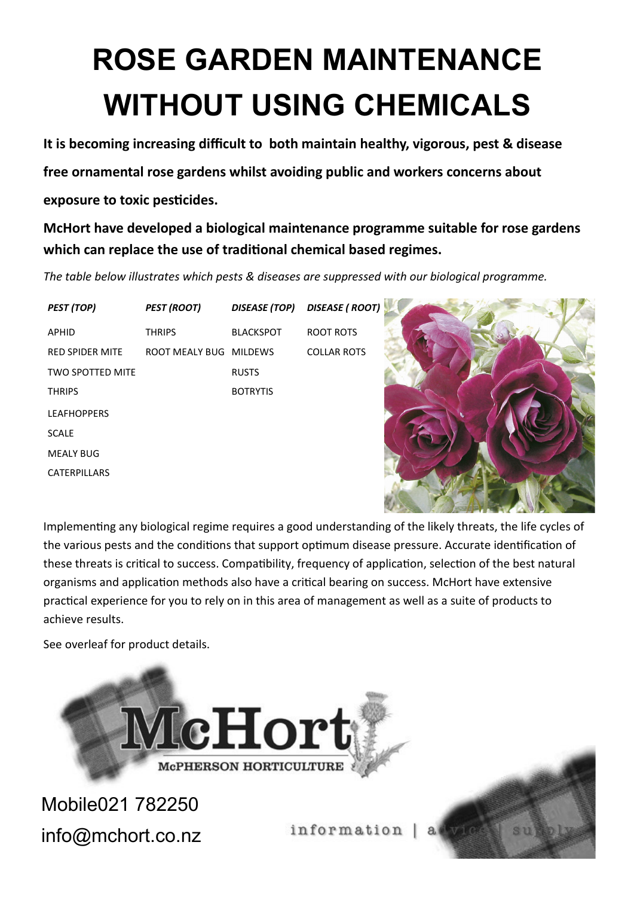# ROSE GARDEN MAINTENANCE WITHOUT USING CHEMICALS

**It is becoming increasing difficult to both maintain healthy, vigorous, pest & disease free ornamental rose gardens whilst avoiding public and workers concerns about exposure to toxic pesticides.**

**McHort have developed a biological maintenance programme suitable for rose gardens which can replace the use of traditional chemical based regimes.**

*The table below illustrates which pests & diseases are suppressed with our biological programme.*

| *PEST (TOP)* | *PEST (ROOT)* | *DISEASE (TOP)* | *DISEASE ( ROOT)* |
|---|---|---|---|
| APHID | THRIPS | BLACKSPOT | ROOT ROTS |
| RED SPIDER MITE | ROOT MEALY BUG | MILDEWS | COLLAR ROTS |
| TWO SPOTTED MITE | | RUSTS | |
| THRIPS | | BOTRYTIS | |
| LEAFHOPPERS | | | |
| SCALE | | | |
| MEALY BUG | | | |
| CATERPILLARS | | | |

Implementing any biological regime requires a good understanding of the likely threats, the life cycles of the various pests and the conditions that support optimum disease pressure. Accurate identification of these threats is critical to success. Compatibility, frequency of application, selection of the best natural organisms and application methods also have a critical bearing on success. McHort have extensive practical experience for you to rely on in this area of management as well as a suite of products to achieve results.

See overleaf for product details.

McHort
McPHERSON HORTICULTURE

Mobile021 782250

info@mchort.co.nz

information | advice | supply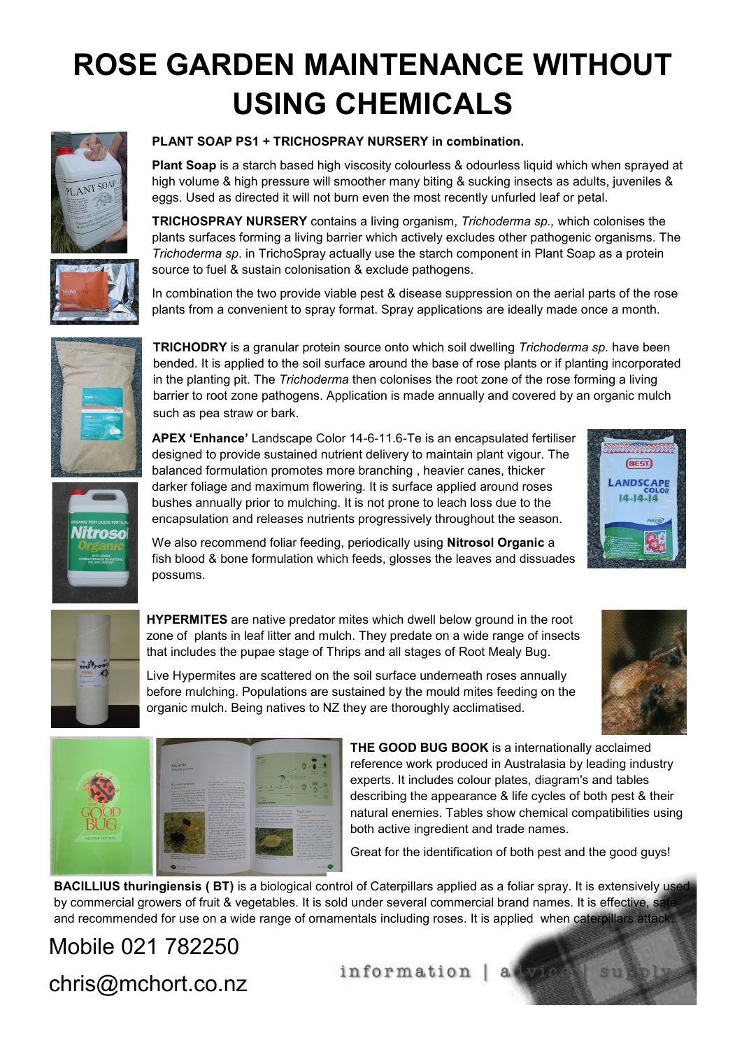# ROSE GARDEN MAINTENANCE WITHOUT USING CHEMICALS

**PLANT SOAP PS1 + TRICHOSPRAY NURSERY in combination.**

**Plant Soap** is a starch based high viscosity colourless & odourless liquid which when sprayed at high volume & high pressure will smoother many biting & sucking insects as adults, juveniles & eggs. Used as directed it will not burn even the most recently unfurled leaf or petal.

**TRICHOSPRAY NURSERY** contains a living organism, *Trichoderma sp.,* which colonises the plants surfaces forming a living barrier which actively excludes other pathogenic organisms. The *Trichoderma sp*. in TrichoSpray actually use the starch component in Plant Soap as a protein source to fuel & sustain colonisation & exclude pathogens.

In combination the two provide viable pest & disease suppression on the aerial parts of the rose plants from a convenient to spray format. Spray applications are ideally made once a month.

**TRICHODRY** is a granular protein source onto which soil dwelling *Trichoderma sp.* have been bended. It is applied to the soil surface around the base of rose plants or if planting incorporated in the planting pit. The *Trichoderma* then colonises the root zone of the rose forming a living barrier to root zone pathogens. Application is made annually and covered by an organic mulch such as pea straw or bark.

**APEX 'Enhance'** Landscape Color 14-6-11.6-Te is an encapsulated fertiliser designed to provide sustained nutrient delivery to maintain plant vigour. The balanced formulation promotes more branching , heavier canes, thicker darker foliage and maximum flowering. It is surface applied around roses bushes annually prior to mulching. It is not prone to leach loss due to the encapsulation and releases nutrients progressively throughout the season.

We also recommend foliar feeding, periodically using **Nitrosol Organic** a fish blood & bone formulation which feeds, glosses the leaves and dissuades possums.

**HYPERMITES** are native predator mites which dwell below ground in the root zone of plants in leaf litter and mulch. They predate on a wide range of insects that includes the pupae stage of Thrips and all stages of Root Mealy Bug.

Live Hypermites are scattered on the soil surface underneath roses annually before mulching. Populations are sustained by the mould mites feeding on the organic mulch. Being natives to NZ they are thoroughly acclimatised.

**THE GOOD BUG BOOK** is a internationally acclaimed reference work produced in Australasia by leading industry experts. It includes colour plates, diagram's and tables describing the appearance & life cycles of both pest & their natural enemies. Tables show chemical compatibilities using both active ingredient and trade names.

Great for the identification of both pest and the good guys!

**BACILLIUS thuringiensis ( BT)** is a biological control of Caterpillars applied as a foliar spray. It is extensively used by commercial growers of fruit & vegetables. It is sold under several commercial brand names. It is effective, safe and recommended for use on a wide range of ornamentals including roses. It is applied when caterpillars attack.

Mobile 021 782250

chris@mchort.co.nz

information | advice | supply